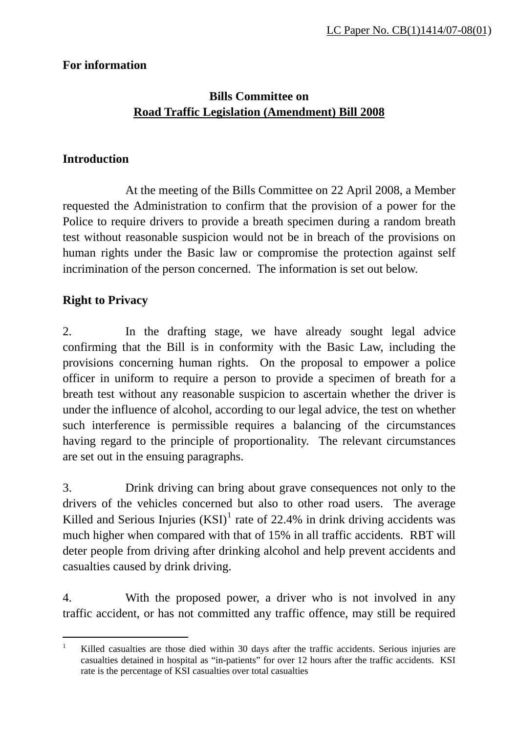LC Paper No. CB(1)1414/07-08(01)

**For information**

**Bills Committee on**
**Road Traffic Legislation (Amendment) Bill 2008**

**Introduction**

At the meeting of the Bills Committee on 22 April 2008, a Member requested the Administration to confirm that the provision of a power for the Police to require drivers to provide a breath specimen during a random breath test without reasonable suspicion would not be in breach of the provisions on human rights under the Basic law or compromise the protection against self incrimination of the person concerned. The information is set out below.

**Right to Privacy**

2. In the drafting stage, we have already sought legal advice confirming that the Bill is in conformity with the Basic Law, including the provisions concerning human rights. On the proposal to empower a police officer in uniform to require a person to provide a specimen of breath for a breath test without any reasonable suspicion to ascertain whether the driver is under the influence of alcohol, according to our legal advice, the test on whether such interference is permissible requires a balancing of the circumstances having regard to the principle of proportionality. The relevant circumstances are set out in the ensuing paragraphs.

3. Drink driving can bring about grave consequences not only to the drivers of the vehicles concerned but also to other road users. The average Killed and Serious Injuries (KSI)[1] rate of 22.4% in drink driving accidents was much higher when compared with that of 15% in all traffic accidents. RBT will deter people from driving after drinking alcohol and help prevent accidents and casualties caused by drink driving.

4. With the proposed power, a driver who is not involved in any traffic accident, or has not committed any traffic offence, may still be required

---

[1] Killed casualties are those died within 30 days after the traffic accidents. Serious injuries are casualties detained in hospital as "in-patients" for over 12 hours after the traffic accidents. KSI rate is the percentage of KSI casualties over total casualties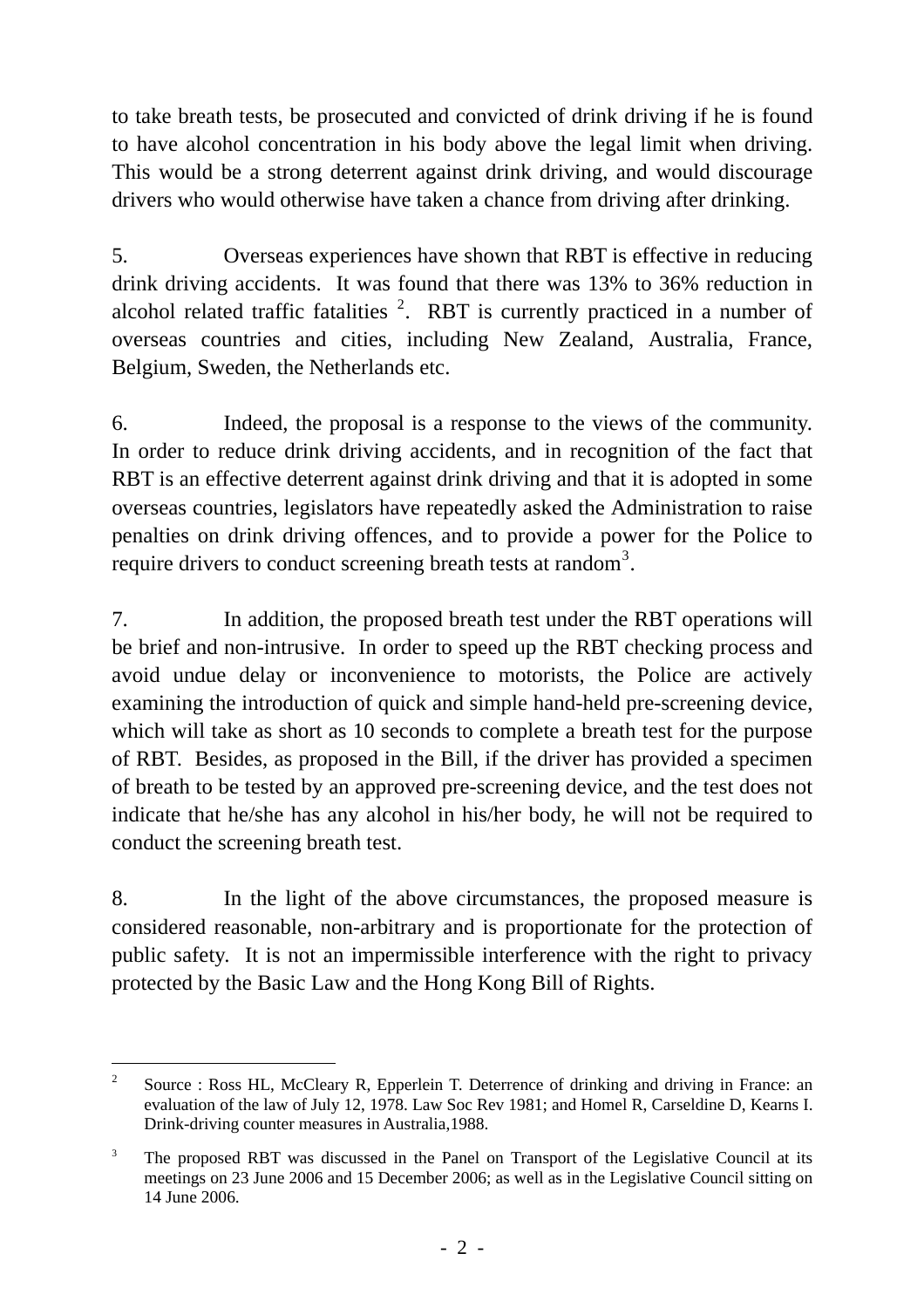to take breath tests, be prosecuted and convicted of drink driving if he is found to have alcohol concentration in his body above the legal limit when driving. This would be a strong deterrent against drink driving, and would discourage drivers who would otherwise have taken a chance from driving after drinking.

5. Overseas experiences have shown that RBT is effective in reducing drink driving accidents. It was found that there was 13% to 36% reduction in alcohol related traffic fatalities [2]. RBT is currently practiced in a number of overseas countries and cities, including New Zealand, Australia, France, Belgium, Sweden, the Netherlands etc.

6. Indeed, the proposal is a response to the views of the community. In order to reduce drink driving accidents, and in recognition of the fact that RBT is an effective deterrent against drink driving and that it is adopted in some overseas countries, legislators have repeatedly asked the Administration to raise penalties on drink driving offences, and to provide a power for the Police to require drivers to conduct screening breath tests at random[3].

7. In addition, the proposed breath test under the RBT operations will be brief and non-intrusive. In order to speed up the RBT checking process and avoid undue delay or inconvenience to motorists, the Police are actively examining the introduction of quick and simple hand-held pre-screening device, which will take as short as 10 seconds to complete a breath test for the purpose of RBT. Besides, as proposed in the Bill, if the driver has provided a specimen of breath to be tested by an approved pre-screening device, and the test does not indicate that he/she has any alcohol in his/her body, he will not be required to conduct the screening breath test.

8. In the light of the above circumstances, the proposed measure is considered reasonable, non-arbitrary and is proportionate for the protection of public safety. It is not an impermissible interference with the right to privacy protected by the Basic Law and the Hong Kong Bill of Rights.

---

[2] Source : Ross HL, McCleary R, Epperlein T. Deterrence of drinking and driving in France: an evaluation of the law of July 12, 1978. Law Soc Rev 1981; and Homel R, Carseldine D, Kearns I. Drink-driving counter measures in Australia,1988.

[3] The proposed RBT was discussed in the Panel on Transport of the Legislative Council at its meetings on 23 June 2006 and 15 December 2006; as well as in the Legislative Council sitting on 14 June 2006.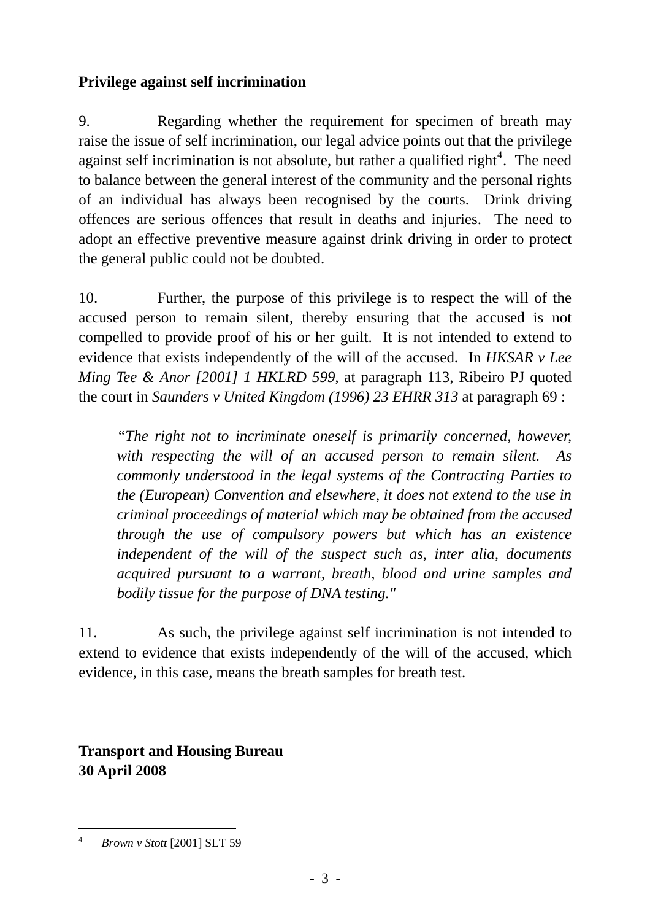**Privilege against self incrimination**

9. Regarding whether the requirement for specimen of breath may raise the issue of self incrimination, our legal advice points out that the privilege against self incrimination is not absolute, but rather a qualified right[4]. The need to balance between the general interest of the community and the personal rights of an individual has always been recognised by the courts. Drink driving offences are serious offences that result in deaths and injuries. The need to adopt an effective preventive measure against drink driving in order to protect the general public could not be doubted.

10. Further, the purpose of this privilege is to respect the will of the accused person to remain silent, thereby ensuring that the accused is not compelled to provide proof of his or her guilt. It is not intended to extend to evidence that exists independently of the will of the accused. In *HKSAR v Lee Ming Tee & Anor [2001] 1 HKLRD 599*, at paragraph 113, Ribeiro PJ quoted the court in *Saunders v United Kingdom (1996) 23 EHRR 313* at paragraph 69 :

> *"The right not to incriminate oneself is primarily concerned, however, with respecting the will of an accused person to remain silent. As commonly understood in the legal systems of the Contracting Parties to the (European) Convention and elsewhere, it does not extend to the use in criminal proceedings of material which may be obtained from the accused through the use of compulsory powers but which has an existence independent of the will of the suspect such as, inter alia, documents acquired pursuant to a warrant, breath, blood and urine samples and bodily tissue for the purpose of DNA testing."*

11. As such, the privilege against self incrimination is not intended to extend to evidence that exists independently of the will of the accused, which evidence, in this case, means the breath samples for breath test.

**Transport and Housing Bureau**
**30 April 2008**

---

[4] *Brown v Stott* [2001] SLT 59